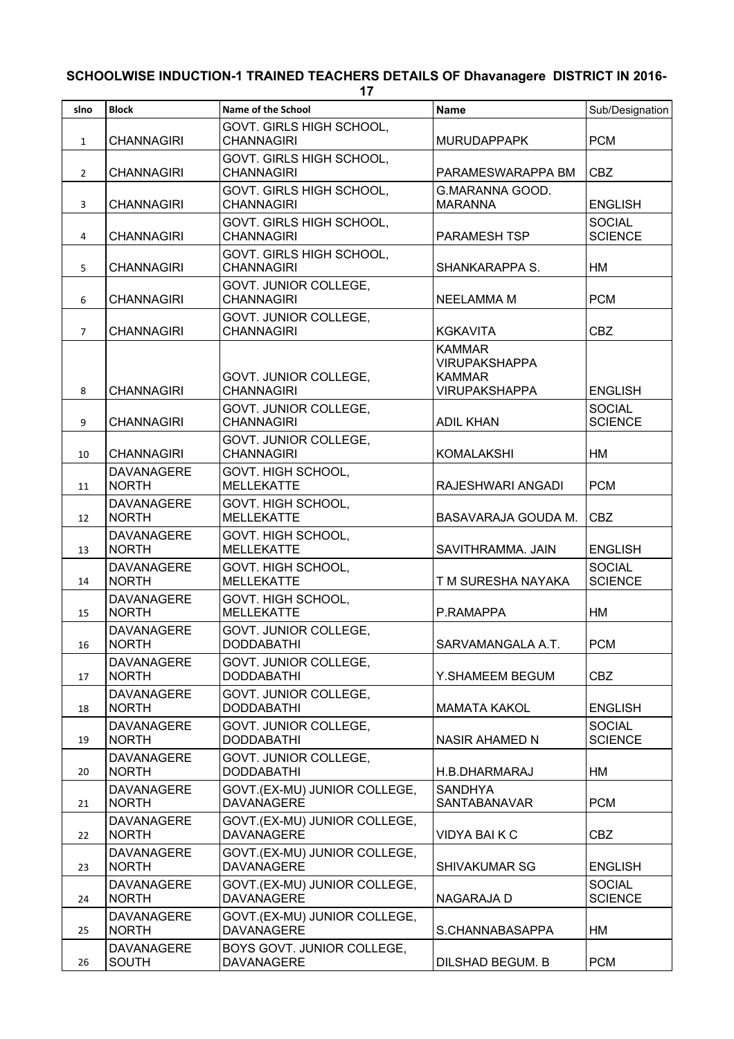**SCHOOLWISE INDUCTION-1 TRAINED TEACHERS DETAILS OF Dhavanagere DISTRICT IN 2016-17**

| slno | Block | Name of the School | Name | Sub/Designation |
|---|---|---|---|---|
| 1 | CHANNAGIRI | GOVT. GIRLS HIGH SCHOOL, CHANNAGIRI | MURUDAPPAPK | PCM |
| 2 | CHANNAGIRI | GOVT. GIRLS HIGH SCHOOL, CHANNAGIRI | PARAMESWARAPPA BM | CBZ |
| 3 | CHANNAGIRI | GOVT. GIRLS HIGH SCHOOL, CHANNAGIRI | G.MARANNA GOOD. MARANNA | ENGLISH |
| 4 | CHANNAGIRI | GOVT. GIRLS HIGH SCHOOL, CHANNAGIRI | PARAMESH TSP | SOCIAL SCIENCE |
| 5 | CHANNAGIRI | GOVT. GIRLS HIGH SCHOOL, CHANNAGIRI | SHANKARAPPA S. | HM |
| 6 | CHANNAGIRI | GOVT. JUNIOR COLLEGE, CHANNAGIRI | NEELAMMA M | PCM |
| 7 | CHANNAGIRI | GOVT. JUNIOR COLLEGE, CHANNAGIRI | KGKAVITA | CBZ |
| 8 | CHANNAGIRI | GOVT. JUNIOR COLLEGE, CHANNAGIRI | KAMMAR VIRUPAKSHAPPA KAMMAR VIRUPAKSHAPPA | ENGLISH |
| 9 | CHANNAGIRI | GOVT. JUNIOR COLLEGE, CHANNAGIRI | ADIL KHAN | SOCIAL SCIENCE |
| 10 | CHANNAGIRI | GOVT. JUNIOR COLLEGE, CHANNAGIRI | KOMALAKSHI | HM |
| 11 | DAVANAGERE NORTH | GOVT. HIGH SCHOOL, MELLEKATTE | RAJESHWARI ANGADI | PCM |
| 12 | DAVANAGERE NORTH | GOVT. HIGH SCHOOL, MELLEKATTE | BASAVARAJA GOUDA M. | CBZ |
| 13 | DAVANAGERE NORTH | GOVT. HIGH SCHOOL, MELLEKATTE | SAVITHRAMMA. JAIN | ENGLISH |
| 14 | DAVANAGERE NORTH | GOVT. HIGH SCHOOL, MELLEKATTE | T M SURESHA NAYAKA | SOCIAL SCIENCE |
| 15 | DAVANAGERE NORTH | GOVT. HIGH SCHOOL, MELLEKATTE | P.RAMAPPA | HM |
| 16 | DAVANAGERE NORTH | GOVT. JUNIOR COLLEGE, DODDABATHI | SARVAMANGALA A.T. | PCM |
| 17 | DAVANAGERE NORTH | GOVT. JUNIOR COLLEGE, DODDABATHI | Y.SHAMEEM BEGUM | CBZ |
| 18 | DAVANAGERE NORTH | GOVT. JUNIOR COLLEGE, DODDABATHI | MAMATA KAKOL | ENGLISH |
| 19 | DAVANAGERE NORTH | GOVT. JUNIOR COLLEGE, DODDABATHI | NASIR AHAMED N | SOCIAL SCIENCE |
| 20 | DAVANAGERE NORTH | GOVT. JUNIOR COLLEGE, DODDABATHI | H.B.DHARMARAJ | HM |
| 21 | DAVANAGERE NORTH | GOVT.(EX-MU) JUNIOR COLLEGE, DAVANAGERE | SANDHYA SANTABANAVAR | PCM |
| 22 | DAVANAGERE NORTH | GOVT.(EX-MU) JUNIOR COLLEGE, DAVANAGERE | VIDYA BAI K C | CBZ |
| 23 | DAVANAGERE NORTH | GOVT.(EX-MU) JUNIOR COLLEGE, DAVANAGERE | SHIVAKUMAR SG | ENGLISH |
| 24 | DAVANAGERE NORTH | GOVT.(EX-MU) JUNIOR COLLEGE, DAVANAGERE | NAGARAJA D | SOCIAL SCIENCE |
| 25 | DAVANAGERE NORTH | GOVT.(EX-MU) JUNIOR COLLEGE, DAVANAGERE | S.CHANNABASAPPA | HM |
| 26 | DAVANAGERE SOUTH | BOYS GOVT. JUNIOR COLLEGE, DAVANAGERE | DILSHAD BEGUM. B | PCM |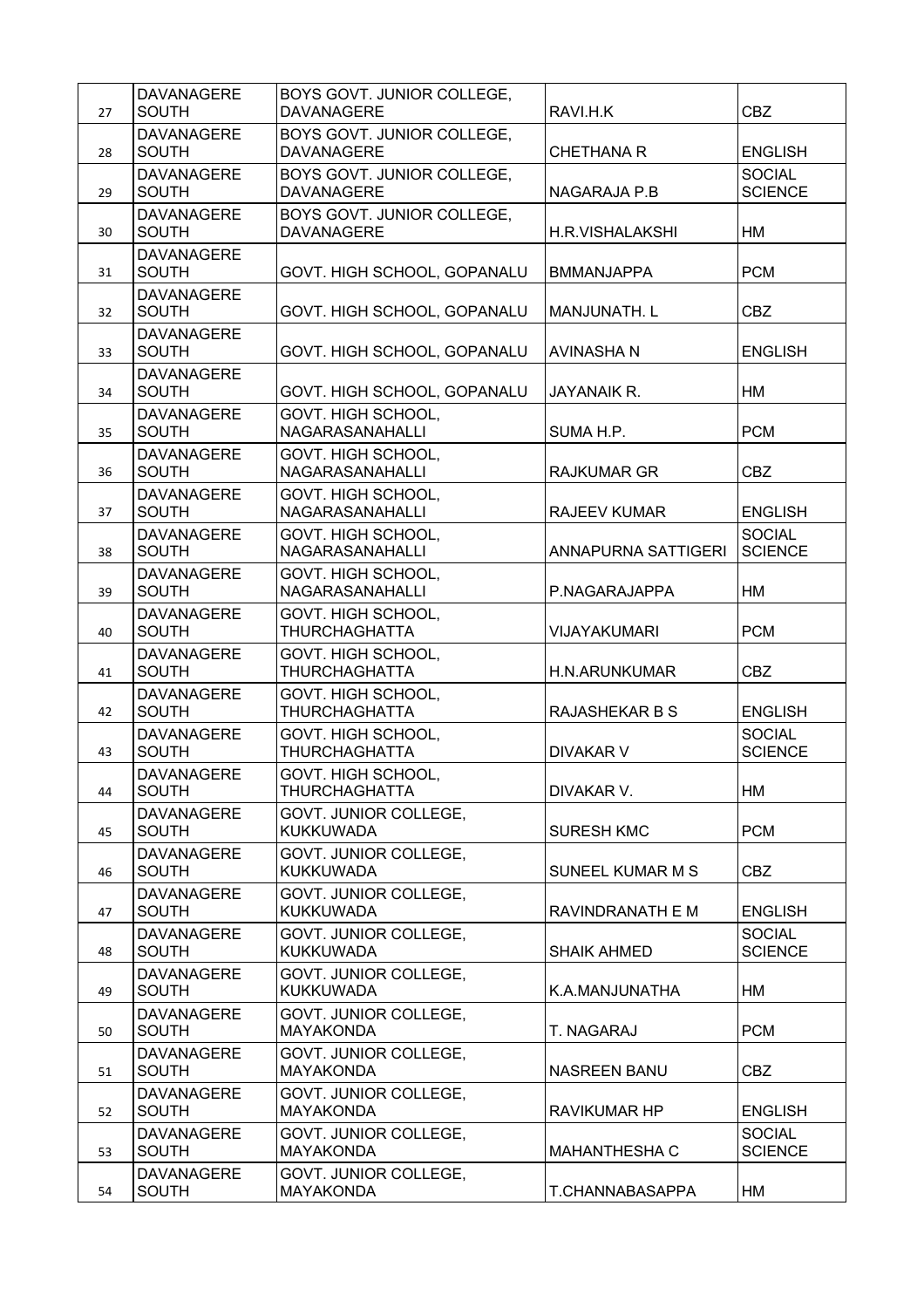| | | | | |
|---|---|---|---|---|
| 27 | DAVANAGERE SOUTH | BOYS GOVT. JUNIOR COLLEGE, DAVANAGERE | RAVI.H.K | CBZ |
| 28 | DAVANAGERE SOUTH | BOYS GOVT. JUNIOR COLLEGE, DAVANAGERE | CHETHANA R | ENGLISH |
| 29 | DAVANAGERE SOUTH | BOYS GOVT. JUNIOR COLLEGE, DAVANAGERE | NAGARAJA P.B | SOCIAL SCIENCE |
| 30 | DAVANAGERE SOUTH | BOYS GOVT. JUNIOR COLLEGE, DAVANAGERE | H.R.VISHALAKSHI | HM |
| 31 | DAVANAGERE SOUTH | GOVT. HIGH SCHOOL, GOPANALU | BMMANJAPPA | PCM |
| 32 | DAVANAGERE SOUTH | GOVT. HIGH SCHOOL, GOPANALU | MANJUNATH. L | CBZ |
| 33 | DAVANAGERE SOUTH | GOVT. HIGH SCHOOL, GOPANALU | AVINASHA N | ENGLISH |
| 34 | DAVANAGERE SOUTH | GOVT. HIGH SCHOOL, GOPANALU | JAYANAIK R. | HM |
| 35 | DAVANAGERE SOUTH | GOVT. HIGH SCHOOL, NAGARASANAHALLI | SUMA H.P. | PCM |
| 36 | DAVANAGERE SOUTH | GOVT. HIGH SCHOOL, NAGARASANAHALLI | RAJKUMAR GR | CBZ |
| 37 | DAVANAGERE SOUTH | GOVT. HIGH SCHOOL, NAGARASANAHALLI | RAJEEV KUMAR | ENGLISH |
| 38 | DAVANAGERE SOUTH | GOVT. HIGH SCHOOL, NAGARASANAHALLI | ANNAPURNA SATTIGERI | SOCIAL SCIENCE |
| 39 | DAVANAGERE SOUTH | GOVT. HIGH SCHOOL, NAGARASANAHALLI | P.NAGARAJAPPA | HM |
| 40 | DAVANAGERE SOUTH | GOVT. HIGH SCHOOL, THURCHAGHATTA | VIJAYAKUMARI | PCM |
| 41 | DAVANAGERE SOUTH | GOVT. HIGH SCHOOL, THURCHAGHATTA | H.N.ARUNKUMAR | CBZ |
| 42 | DAVANAGERE SOUTH | GOVT. HIGH SCHOOL, THURCHAGHATTA | RAJASHEKAR B S | ENGLISH |
| 43 | DAVANAGERE SOUTH | GOVT. HIGH SCHOOL, THURCHAGHATTA | DIVAKAR V | SOCIAL SCIENCE |
| 44 | DAVANAGERE SOUTH | GOVT. HIGH SCHOOL, THURCHAGHATTA | DIVAKAR V. | HM |
| 45 | DAVANAGERE SOUTH | GOVT. JUNIOR COLLEGE, KUKKUWADA | SURESH KMC | PCM |
| 46 | DAVANAGERE SOUTH | GOVT. JUNIOR COLLEGE, KUKKUWADA | SUNEEL KUMAR M S | CBZ |
| 47 | DAVANAGERE SOUTH | GOVT. JUNIOR COLLEGE, KUKKUWADA | RAVINDRANATH E M | ENGLISH |
| 48 | DAVANAGERE SOUTH | GOVT. JUNIOR COLLEGE, KUKKUWADA | SHAIK AHMED | SOCIAL SCIENCE |
| 49 | DAVANAGERE SOUTH | GOVT. JUNIOR COLLEGE, KUKKUWADA | K.A.MANJUNATHA | HM |
| 50 | DAVANAGERE SOUTH | GOVT. JUNIOR COLLEGE, MAYAKONDA | T. NAGARAJ | PCM |
| 51 | DAVANAGERE SOUTH | GOVT. JUNIOR COLLEGE, MAYAKONDA | NASREEN BANU | CBZ |
| 52 | DAVANAGERE SOUTH | GOVT. JUNIOR COLLEGE, MAYAKONDA | RAVIKUMAR HP | ENGLISH |
| 53 | DAVANAGERE SOUTH | GOVT. JUNIOR COLLEGE, MAYAKONDA | MAHANTHESHA C | SOCIAL SCIENCE |
| 54 | DAVANAGERE SOUTH | GOVT. JUNIOR COLLEGE, MAYAKONDA | T.CHANNABASAPPA | HM |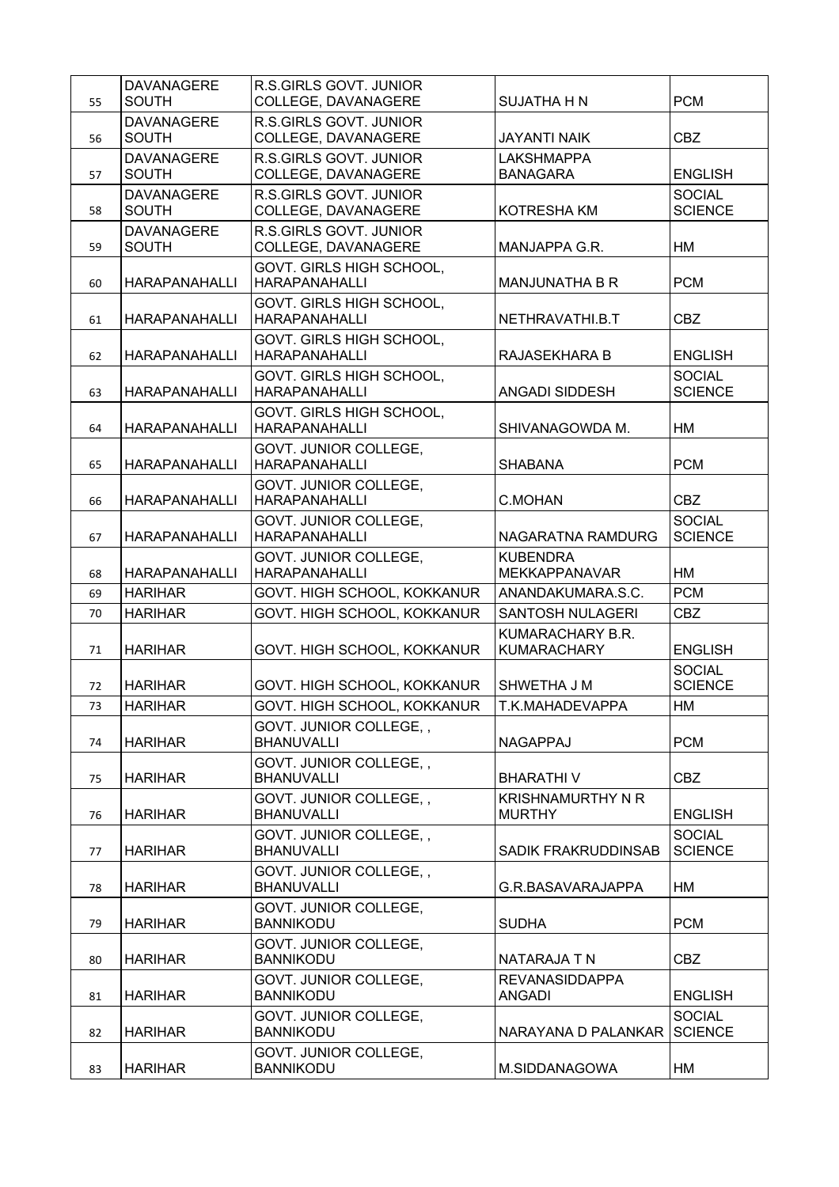| | | | | |
|---|---|---|---|---|
| 55 | DAVANAGERE SOUTH | R.S.GIRLS GOVT. JUNIOR COLLEGE, DAVANAGERE | SUJATHA H N | PCM |
| 56 | DAVANAGERE SOUTH | R.S.GIRLS GOVT. JUNIOR COLLEGE, DAVANAGERE | JAYANTI NAIK | CBZ |
| 57 | DAVANAGERE SOUTH | R.S.GIRLS GOVT. JUNIOR COLLEGE, DAVANAGERE | LAKSHMAPPA BANAGARA | ENGLISH |
| 58 | DAVANAGERE SOUTH | R.S.GIRLS GOVT. JUNIOR COLLEGE, DAVANAGERE | KOTRESHA KM | SOCIAL SCIENCE |
| 59 | DAVANAGERE SOUTH | R.S.GIRLS GOVT. JUNIOR COLLEGE, DAVANAGERE | MANJAPPA G.R. | HM |
| 60 | HARAPANAHALLI | GOVT. GIRLS HIGH SCHOOL, HARAPANAHALLI | MANJUNATHA B R | PCM |
| 61 | HARAPANAHALLI | GOVT. GIRLS HIGH SCHOOL, HARAPANAHALLI | NETHRAVATHI.B.T | CBZ |
| 62 | HARAPANAHALLI | GOVT. GIRLS HIGH SCHOOL, HARAPANAHALLI | RAJASEKHARA B | ENGLISH |
| 63 | HARAPANAHALLI | GOVT. GIRLS HIGH SCHOOL, HARAPANAHALLI | ANGADI SIDDESH | SOCIAL SCIENCE |
| 64 | HARAPANAHALLI | GOVT. GIRLS HIGH SCHOOL, HARAPANAHALLI | SHIVANAGOWDA M. | HM |
| 65 | HARAPANAHALLI | GOVT. JUNIOR COLLEGE, HARAPANAHALLI | SHABANA | PCM |
| 66 | HARAPANAHALLI | GOVT. JUNIOR COLLEGE, HARAPANAHALLI | C.MOHAN | CBZ |
| 67 | HARAPANAHALLI | GOVT. JUNIOR COLLEGE, HARAPANAHALLI | NAGARATNA RAMDURG | SOCIAL SCIENCE |
| 68 | HARAPANAHALLI | GOVT. JUNIOR COLLEGE, HARAPANAHALLI | KUBENDRA MEKKAPPANAVAR | HM |
| 69 | HARIHAR | GOVT. HIGH SCHOOL, KOKKANUR | ANANDAKUMARA.S.C. | PCM |
| 70 | HARIHAR | GOVT. HIGH SCHOOL, KOKKANUR | SANTOSH NULAGERI | CBZ |
| 71 | HARIHAR | GOVT. HIGH SCHOOL, KOKKANUR | KUMARACHARY B.R. KUMARACHARY | ENGLISH |
| 72 | HARIHAR | GOVT. HIGH SCHOOL, KOKKANUR | SHWETHA J M | SOCIAL SCIENCE |
| 73 | HARIHAR | GOVT. HIGH SCHOOL, KOKKANUR | T.K.MAHADEVAPPA | HM |
| 74 | HARIHAR | GOVT. JUNIOR COLLEGE, , BHANUVALLI | NAGAPPAJ | PCM |
| 75 | HARIHAR | GOVT. JUNIOR COLLEGE, , BHANUVALLI | BHARATHI V | CBZ |
| 76 | HARIHAR | GOVT. JUNIOR COLLEGE, , BHANUVALLI | KRISHNAMURTHY N R MURTHY | ENGLISH |
| 77 | HARIHAR | GOVT. JUNIOR COLLEGE, , BHANUVALLI | SADIK FRAKRUDDINSAB | SOCIAL SCIENCE |
| 78 | HARIHAR | GOVT. JUNIOR COLLEGE, , BHANUVALLI | G.R.BASAVARAJAPPA | HM |
| 79 | HARIHAR | GOVT. JUNIOR COLLEGE, BANNIKODU | SUDHA | PCM |
| 80 | HARIHAR | GOVT. JUNIOR COLLEGE, BANNIKODU | NATARAJA T N | CBZ |
| 81 | HARIHAR | GOVT. JUNIOR COLLEGE, BANNIKODU | REVANASIDDAPPA ANGADI | ENGLISH |
| 82 | HARIHAR | GOVT. JUNIOR COLLEGE, BANNIKODU | NARAYANA D PALANKAR | SOCIAL SCIENCE |
| 83 | HARIHAR | GOVT. JUNIOR COLLEGE, BANNIKODU | M.SIDDANAGOWA | HM |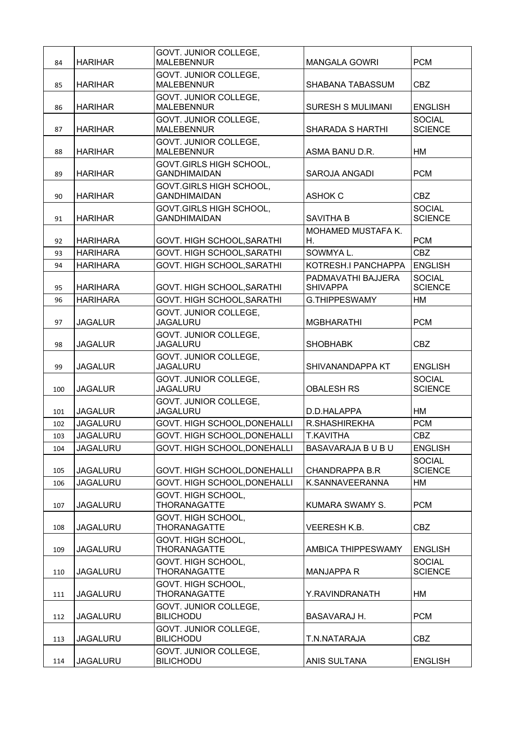| | | | | |
|---|---|---|---|---|
| 84 | HARIHAR | GOVT. JUNIOR COLLEGE, MALEBENNUR | MANGALA GOWRI | PCM |
| 85 | HARIHAR | GOVT. JUNIOR COLLEGE, MALEBENNUR | SHABANA TABASSUM | CBZ |
| 86 | HARIHAR | GOVT. JUNIOR COLLEGE, MALEBENNUR | SURESH S MULIMANI | ENGLISH |
| 87 | HARIHAR | GOVT. JUNIOR COLLEGE, MALEBENNUR | SHARADA S HARTHI | SOCIAL SCIENCE |
| 88 | HARIHAR | GOVT. JUNIOR COLLEGE, MALEBENNUR | ASMA BANU D.R. | HM |
| 89 | HARIHAR | GOVT.GIRLS HIGH SCHOOL, GANDHIMAIDAN | SAROJA ANGADI | PCM |
| 90 | HARIHAR | GOVT.GIRLS HIGH SCHOOL, GANDHIMAIDAN | ASHOK C | CBZ |
| 91 | HARIHAR | GOVT.GIRLS HIGH SCHOOL, GANDHIMAIDAN | SAVITHA B | SOCIAL SCIENCE |
| 92 | HARIHARA | GOVT. HIGH SCHOOL,SARATHI | MOHAMED MUSTAFA K. H. | PCM |
| 93 | HARIHARA | GOVT. HIGH SCHOOL,SARATHI | SOWMYA L. | CBZ |
| 94 | HARIHARA | GOVT. HIGH SCHOOL,SARATHI | KOTRESH.I PANCHAPPA | ENGLISH |
| 95 | HARIHARA | GOVT. HIGH SCHOOL,SARATHI | PADMAVATHI BAJJERA SHIVAPPA | SOCIAL SCIENCE |
| 96 | HARIHARA | GOVT. HIGH SCHOOL,SARATHI | G.THIPPESWAMY | HM |
| 97 | JAGALUR | GOVT. JUNIOR COLLEGE, JAGALURU | MGBHARATHI | PCM |
| 98 | JAGALUR | GOVT. JUNIOR COLLEGE, JAGALURU | SHOBHABK | CBZ |
| 99 | JAGALUR | GOVT. JUNIOR COLLEGE, JAGALURU | SHIVANANDAPPA KT | ENGLISH |
| 100 | JAGALUR | GOVT. JUNIOR COLLEGE, JAGALURU | OBALESH RS | SOCIAL SCIENCE |
| 101 | JAGALUR | GOVT. JUNIOR COLLEGE, JAGALURU | D.D.HALAPPA | HM |
| 102 | JAGALURU | GOVT. HIGH SCHOOL,DONEHALLI | R.SHASHIREKHA | PCM |
| 103 | JAGALURU | GOVT. HIGH SCHOOL,DONEHALLI | T.KAVITHA | CBZ |
| 104 | JAGALURU | GOVT. HIGH SCHOOL,DONEHALLI | BASAVARAJA B U B U | ENGLISH |
| 105 | JAGALURU | GOVT. HIGH SCHOOL,DONEHALLI | CHANDRAPPA B.R | SOCIAL SCIENCE |
| 106 | JAGALURU | GOVT. HIGH SCHOOL,DONEHALLI | K.SANNAVEERANNA | HM |
| 107 | JAGALURU | GOVT. HIGH SCHOOL, THORANAGATTE | KUMARA SWAMY S. | PCM |
| 108 | JAGALURU | GOVT. HIGH SCHOOL, THORANAGATTE | VEERESH K.B. | CBZ |
| 109 | JAGALURU | GOVT. HIGH SCHOOL, THORANAGATTE | AMBICA THIPPESWAMY | ENGLISH |
| 110 | JAGALURU | GOVT. HIGH SCHOOL, THORANAGATTE | MANJAPPA R | SOCIAL SCIENCE |
| 111 | JAGALURU | GOVT. HIGH SCHOOL, THORANAGATTE | Y.RAVINDRANATH | HM |
| 112 | JAGALURU | GOVT. JUNIOR COLLEGE, BILICHODU | BASAVARAJ H. | PCM |
| 113 | JAGALURU | GOVT. JUNIOR COLLEGE, BILICHODU | T.N.NATARAJA | CBZ |
| 114 | JAGALURU | GOVT. JUNIOR COLLEGE, BILICHODU | ANIS SULTANA | ENGLISH |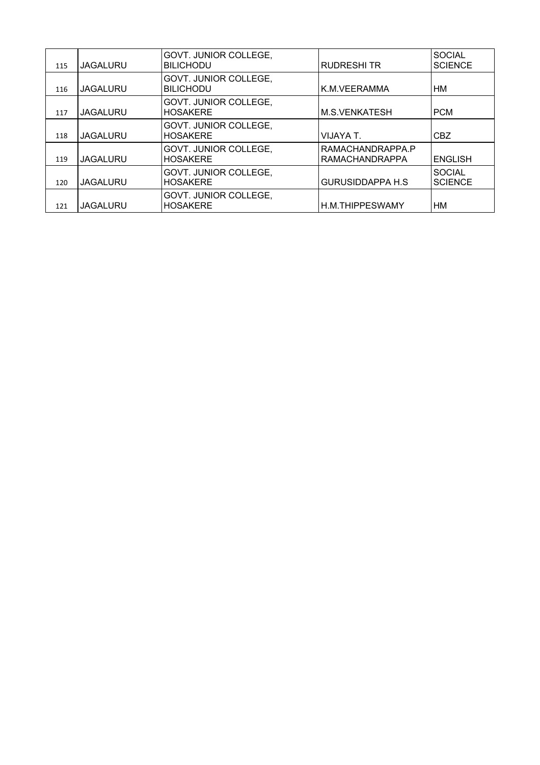| | | | | |
|---|---|---|---|---|
| 115 | JAGALURU | GOVT. JUNIOR COLLEGE, BILICHODU | RUDRESHI TR | SOCIAL SCIENCE |
| 116 | JAGALURU | GOVT. JUNIOR COLLEGE, BILICHODU | K.M.VEERAMMA | HM |
| 117 | JAGALURU | GOVT. JUNIOR COLLEGE, HOSAKERE | M.S.VENKATESH | PCM |
| 118 | JAGALURU | GOVT. JUNIOR COLLEGE, HOSAKERE | VIJAYA T. | CBZ |
| 119 | JAGALURU | GOVT. JUNIOR COLLEGE, HOSAKERE | RAMACHANDRAPPA.P RAMACHANDRAPPA | ENGLISH |
| 120 | JAGALURU | GOVT. JUNIOR COLLEGE, HOSAKERE | GURUSIDDAPPA H.S | SOCIAL SCIENCE |
| 121 | JAGALURU | GOVT. JUNIOR COLLEGE, HOSAKERE | H.M.THIPPESWAMY | HM |